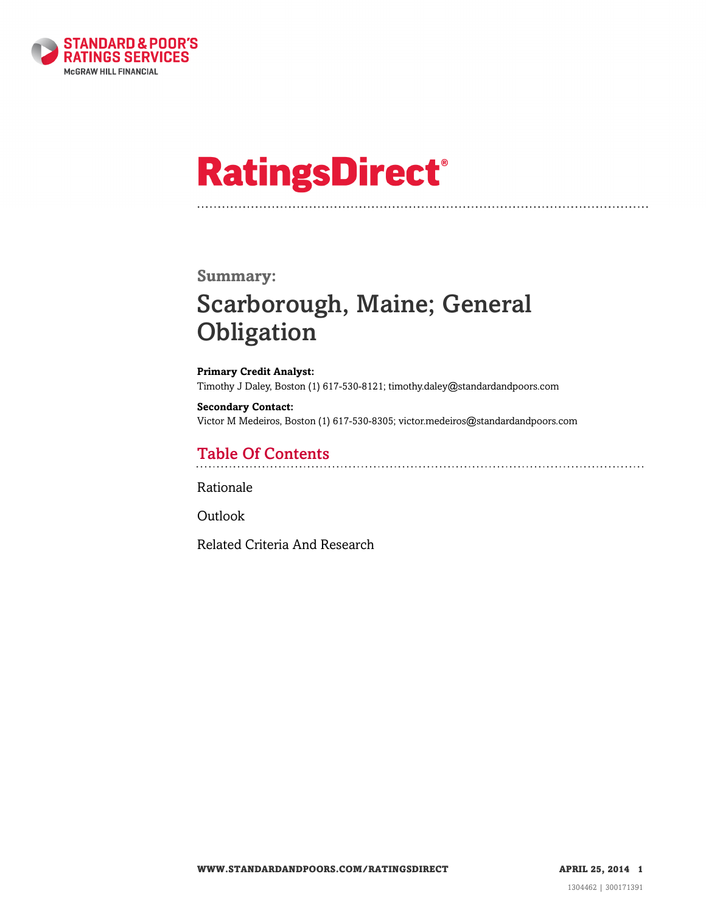STANDARD & POOR'S
RATINGS SERVICES
McGRAW HILL FINANCIAL

# RatingsDirect®

**Summary:**

## Scarborough, Maine; General Obligation

**Primary Credit Analyst:**
Timothy J Daley, Boston (1) 617-530-8121; timothy.daley@standardandpoors.com

**Secondary Contact:**
Victor M Medeiros, Boston (1) 617-530-8305; victor.medeiros@standardandpoors.com

## Table Of Contents

Rationale

Outlook

Related Criteria And Research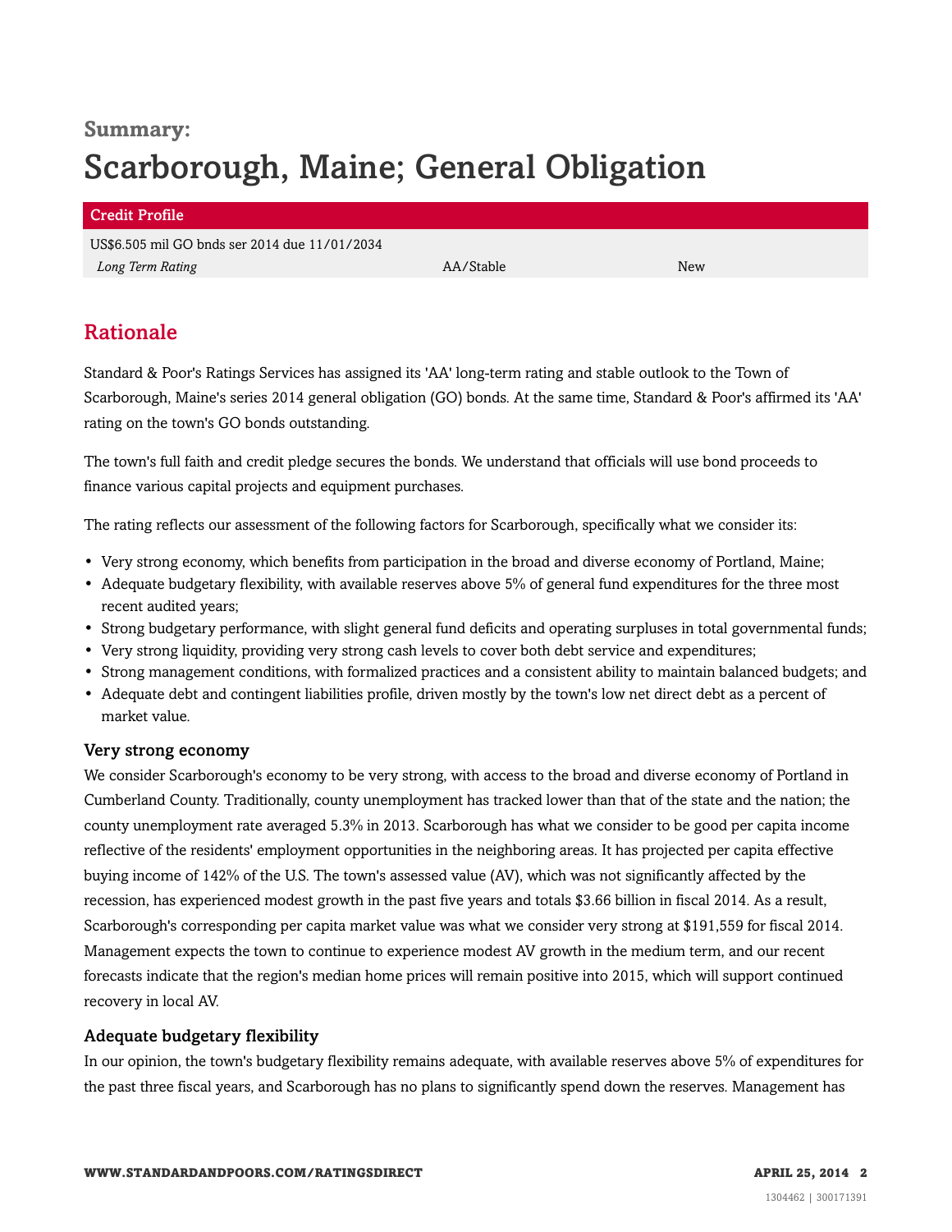**Summary:**

# Scarborough, Maine; General Obligation

| Credit Profile | | |
|---|---|---|
| US$6.505 mil GO bnds ser 2014 due 11/01/2034 | | |
| *Long Term Rating* | AA/Stable | New |

## Rationale

Standard & Poor's Ratings Services has assigned its 'AA' long-term rating and stable outlook to the Town of Scarborough, Maine's series 2014 general obligation (GO) bonds. At the same time, Standard & Poor's affirmed its 'AA' rating on the town's GO bonds outstanding.

The town's full faith and credit pledge secures the bonds. We understand that officials will use bond proceeds to finance various capital projects and equipment purchases.

The rating reflects our assessment of the following factors for Scarborough, specifically what we consider its:

- Very strong economy, which benefits from participation in the broad and diverse economy of Portland, Maine;
- Adequate budgetary flexibility, with available reserves above 5% of general fund expenditures for the three most recent audited years;
- Strong budgetary performance, with slight general fund deficits and operating surpluses in total governmental funds;
- Very strong liquidity, providing very strong cash levels to cover both debt service and expenditures;
- Strong management conditions, with formalized practices and a consistent ability to maintain balanced budgets; and
- Adequate debt and contingent liabilities profile, driven mostly by the town's low net direct debt as a percent of market value.

### Very strong economy

We consider Scarborough's economy to be very strong, with access to the broad and diverse economy of Portland in Cumberland County. Traditionally, county unemployment has tracked lower than that of the state and the nation; the county unemployment rate averaged 5.3% in 2013. Scarborough has what we consider to be good per capita income reflective of the residents' employment opportunities in the neighboring areas. It has projected per capita effective buying income of 142% of the U.S. The town's assessed value (AV), which was not significantly affected by the recession, has experienced modest growth in the past five years and totals $3.66 billion in fiscal 2014. As a result, Scarborough's corresponding per capita market value was what we consider very strong at $191,559 for fiscal 2014. Management expects the town to continue to experience modest AV growth in the medium term, and our recent forecasts indicate that the region's median home prices will remain positive into 2015, which will support continued recovery in local AV.

### Adequate budgetary flexibility

In our opinion, the town's budgetary flexibility remains adequate, with available reserves above 5% of expenditures for the past three fiscal years, and Scarborough has no plans to significantly spend down the reserves. Management has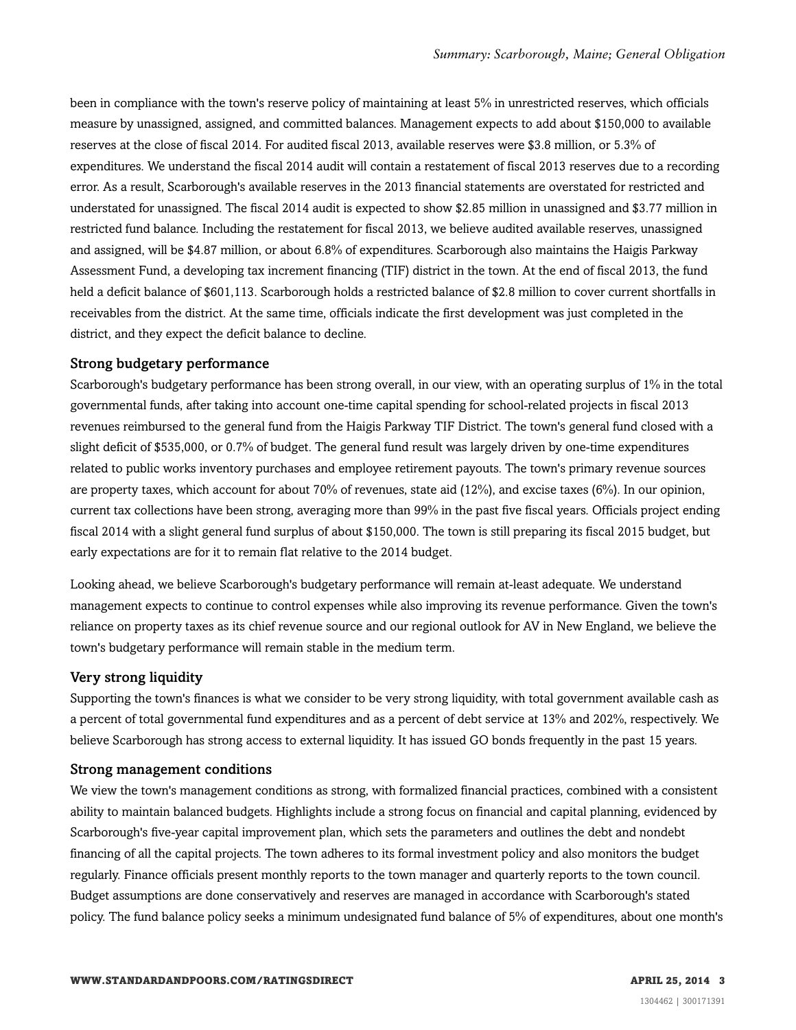been in compliance with the town's reserve policy of maintaining at least 5% in unrestricted reserves, which officials measure by unassigned, assigned, and committed balances. Management expects to add about $150,000 to available reserves at the close of fiscal 2014. For audited fiscal 2013, available reserves were $3.8 million, or 5.3% of expenditures. We understand the fiscal 2014 audit will contain a restatement of fiscal 2013 reserves due to a recording error. As a result, Scarborough's available reserves in the 2013 financial statements are overstated for restricted and understated for unassigned. The fiscal 2014 audit is expected to show $2.85 million in unassigned and $3.77 million in restricted fund balance. Including the restatement for fiscal 2013, we believe audited available reserves, unassigned and assigned, will be $4.87 million, or about 6.8% of expenditures. Scarborough also maintains the Haigis Parkway Assessment Fund, a developing tax increment financing (TIF) district in the town. At the end of fiscal 2013, the fund held a deficit balance of $601,113. Scarborough holds a restricted balance of $2.8 million to cover current shortfalls in receivables from the district. At the same time, officials indicate the first development was just completed in the district, and they expect the deficit balance to decline.

### Strong budgetary performance

Scarborough's budgetary performance has been strong overall, in our view, with an operating surplus of 1% in the total governmental funds, after taking into account one-time capital spending for school-related projects in fiscal 2013 revenues reimbursed to the general fund from the Haigis Parkway TIF District. The town's general fund closed with a slight deficit of $535,000, or 0.7% of budget. The general fund result was largely driven by one-time expenditures related to public works inventory purchases and employee retirement payouts. The town's primary revenue sources are property taxes, which account for about 70% of revenues, state aid (12%), and excise taxes (6%). In our opinion, current tax collections have been strong, averaging more than 99% in the past five fiscal years. Officials project ending fiscal 2014 with a slight general fund surplus of about $150,000. The town is still preparing its fiscal 2015 budget, but early expectations are for it to remain flat relative to the 2014 budget.

Looking ahead, we believe Scarborough's budgetary performance will remain at-least adequate. We understand management expects to continue to control expenses while also improving its revenue performance. Given the town's reliance on property taxes as its chief revenue source and our regional outlook for AV in New England, we believe the town's budgetary performance will remain stable in the medium term.

### Very strong liquidity

Supporting the town's finances is what we consider to be very strong liquidity, with total government available cash as a percent of total governmental fund expenditures and as a percent of debt service at 13% and 202%, respectively. We believe Scarborough has strong access to external liquidity. It has issued GO bonds frequently in the past 15 years.

### Strong management conditions

We view the town's management conditions as strong, with formalized financial practices, combined with a consistent ability to maintain balanced budgets. Highlights include a strong focus on financial and capital planning, evidenced by Scarborough's five-year capital improvement plan, which sets the parameters and outlines the debt and nondebt financing of all the capital projects. The town adheres to its formal investment policy and also monitors the budget regularly. Finance officials present monthly reports to the town manager and quarterly reports to the town council. Budget assumptions are done conservatively and reserves are managed in accordance with Scarborough's stated policy. The fund balance policy seeks a minimum undesignated fund balance of 5% of expenditures, about one month's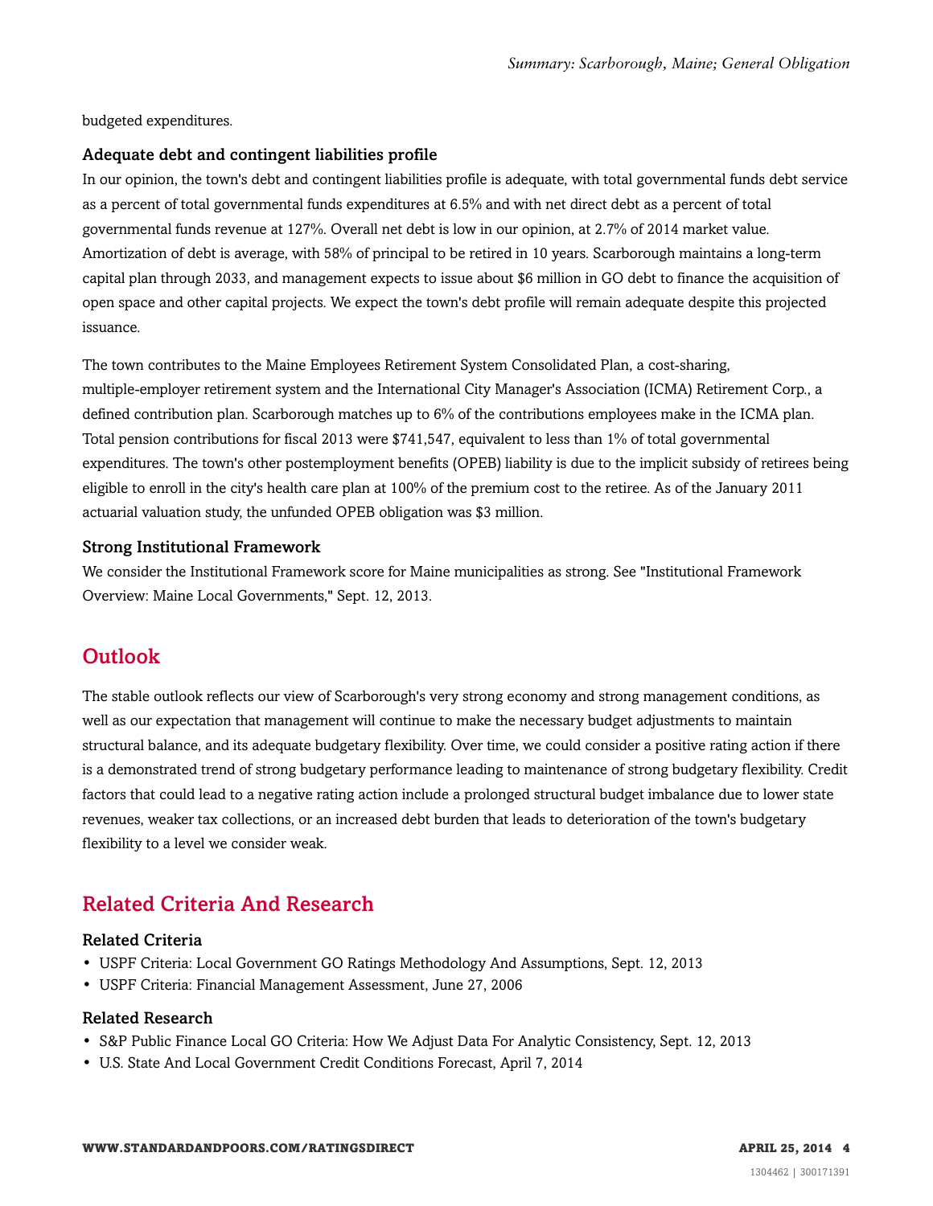budgeted expenditures.

### Adequate debt and contingent liabilities profile

In our opinion, the town's debt and contingent liabilities profile is adequate, with total governmental funds debt service as a percent of total governmental funds expenditures at 6.5% and with net direct debt as a percent of total governmental funds revenue at 127%. Overall net debt is low in our opinion, at 2.7% of 2014 market value. Amortization of debt is average, with 58% of principal to be retired in 10 years. Scarborough maintains a long-term capital plan through 2033, and management expects to issue about $6 million in GO debt to finance the acquisition of open space and other capital projects. We expect the town's debt profile will remain adequate despite this projected issuance.

The town contributes to the Maine Employees Retirement System Consolidated Plan, a cost-sharing, multiple-employer retirement system and the International City Manager's Association (ICMA) Retirement Corp., a defined contribution plan. Scarborough matches up to 6% of the contributions employees make in the ICMA plan. Total pension contributions for fiscal 2013 were $741,547, equivalent to less than 1% of total governmental expenditures. The town's other postemployment benefits (OPEB) liability is due to the implicit subsidy of retirees being eligible to enroll in the city's health care plan at 100% of the premium cost to the retiree. As of the January 2011 actuarial valuation study, the unfunded OPEB obligation was $3 million.

### Strong Institutional Framework

We consider the Institutional Framework score for Maine municipalities as strong. See "Institutional Framework Overview: Maine Local Governments," Sept. 12, 2013.

## Outlook

The stable outlook reflects our view of Scarborough's very strong economy and strong management conditions, as well as our expectation that management will continue to make the necessary budget adjustments to maintain structural balance, and its adequate budgetary flexibility. Over time, we could consider a positive rating action if there is a demonstrated trend of strong budgetary performance leading to maintenance of strong budgetary flexibility. Credit factors that could lead to a negative rating action include a prolonged structural budget imbalance due to lower state revenues, weaker tax collections, or an increased debt burden that leads to deterioration of the town's budgetary flexibility to a level we consider weak.

## Related Criteria And Research

### Related Criteria

- USPF Criteria: Local Government GO Ratings Methodology And Assumptions, Sept. 12, 2013
- USPF Criteria: Financial Management Assessment, June 27, 2006

### Related Research

- S&P Public Finance Local GO Criteria: How We Adjust Data For Analytic Consistency, Sept. 12, 2013
- U.S. State And Local Government Credit Conditions Forecast, April 7, 2014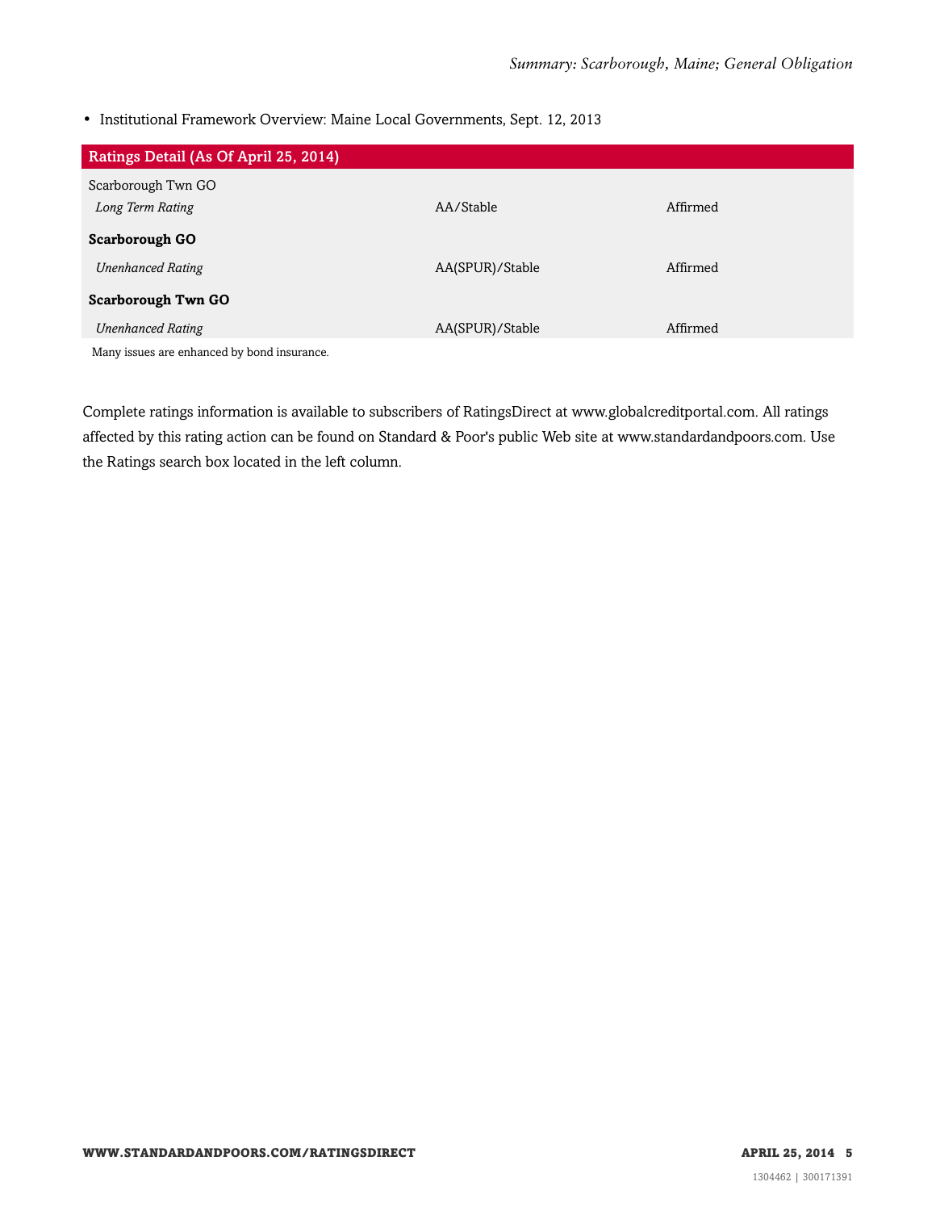- Institutional Framework Overview: Maine Local Governments, Sept. 12, 2013

| Ratings Detail (As Of April 25, 2014) | | |
|---|---|---|
| Scarborough Twn GO | | |
| *Long Term Rating* | AA/Stable | Affirmed |
| **Scarborough GO** | | |
| *Unenhanced Rating* | AA(SPUR)/Stable | Affirmed |
| **Scarborough Twn GO** | | |
| *Unenhanced Rating* | AA(SPUR)/Stable | Affirmed |

Many issues are enhanced by bond insurance.

Complete ratings information is available to subscribers of RatingsDirect at www.globalcreditportal.com. All ratings affected by this rating action can be found on Standard & Poor's public Web site at www.standardandpoors.com. Use the Ratings search box located in the left column.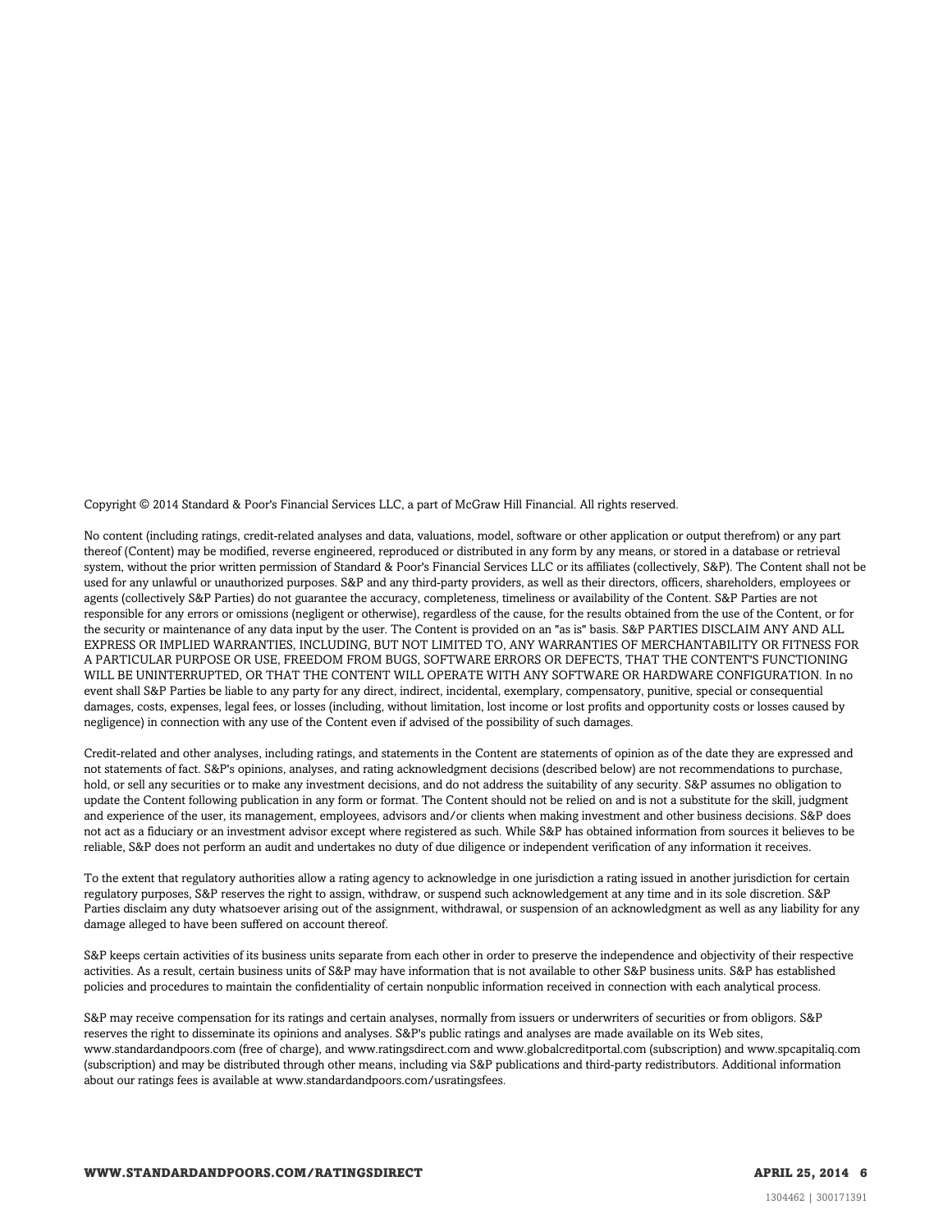Copyright © 2014 Standard & Poor's Financial Services LLC, a part of McGraw Hill Financial. All rights reserved.

No content (including ratings, credit-related analyses and data, valuations, model, software or other application or output therefrom) or any part thereof (Content) may be modified, reverse engineered, reproduced or distributed in any form by any means, or stored in a database or retrieval system, without the prior written permission of Standard & Poor's Financial Services LLC or its affiliates (collectively, S&P). The Content shall not be used for any unlawful or unauthorized purposes. S&P and any third-party providers, as well as their directors, officers, shareholders, employees or agents (collectively S&P Parties) do not guarantee the accuracy, completeness, timeliness or availability of the Content. S&P Parties are not responsible for any errors or omissions (negligent or otherwise), regardless of the cause, for the results obtained from the use of the Content, or for the security or maintenance of any data input by the user. The Content is provided on an "as is" basis. S&P PARTIES DISCLAIM ANY AND ALL EXPRESS OR IMPLIED WARRANTIES, INCLUDING, BUT NOT LIMITED TO, ANY WARRANTIES OF MERCHANTABILITY OR FITNESS FOR A PARTICULAR PURPOSE OR USE, FREEDOM FROM BUGS, SOFTWARE ERRORS OR DEFECTS, THAT THE CONTENT'S FUNCTIONING WILL BE UNINTERRUPTED, OR THAT THE CONTENT WILL OPERATE WITH ANY SOFTWARE OR HARDWARE CONFIGURATION. In no event shall S&P Parties be liable to any party for any direct, indirect, incidental, exemplary, compensatory, punitive, special or consequential damages, costs, expenses, legal fees, or losses (including, without limitation, lost income or lost profits and opportunity costs or losses caused by negligence) in connection with any use of the Content even if advised of the possibility of such damages.

Credit-related and other analyses, including ratings, and statements in the Content are statements of opinion as of the date they are expressed and not statements of fact. S&P's opinions, analyses, and rating acknowledgment decisions (described below) are not recommendations to purchase, hold, or sell any securities or to make any investment decisions, and do not address the suitability of any security. S&P assumes no obligation to update the Content following publication in any form or format. The Content should not be relied on and is not a substitute for the skill, judgment and experience of the user, its management, employees, advisors and/or clients when making investment and other business decisions. S&P does not act as a fiduciary or an investment advisor except where registered as such. While S&P has obtained information from sources it believes to be reliable, S&P does not perform an audit and undertakes no duty of due diligence or independent verification of any information it receives.

To the extent that regulatory authorities allow a rating agency to acknowledge in one jurisdiction a rating issued in another jurisdiction for certain regulatory purposes, S&P reserves the right to assign, withdraw, or suspend such acknowledgement at any time and in its sole discretion. S&P Parties disclaim any duty whatsoever arising out of the assignment, withdrawal, or suspension of an acknowledgment as well as any liability for any damage alleged to have been suffered on account thereof.

S&P keeps certain activities of its business units separate from each other in order to preserve the independence and objectivity of their respective activities. As a result, certain business units of S&P may have information that is not available to other S&P business units. S&P has established policies and procedures to maintain the confidentiality of certain nonpublic information received in connection with each analytical process.

S&P may receive compensation for its ratings and certain analyses, normally from issuers or underwriters of securities or from obligors. S&P reserves the right to disseminate its opinions and analyses. S&P's public ratings and analyses are made available on its Web sites, www.standardandpoors.com (free of charge), and www.ratingsdirect.com and www.globalcreditportal.com (subscription) and www.spcapitaliq.com (subscription) and may be distributed through other means, including via S&P publications and third-party redistributors. Additional information about our ratings fees is available at www.standardandpoors.com/usratingsfees.